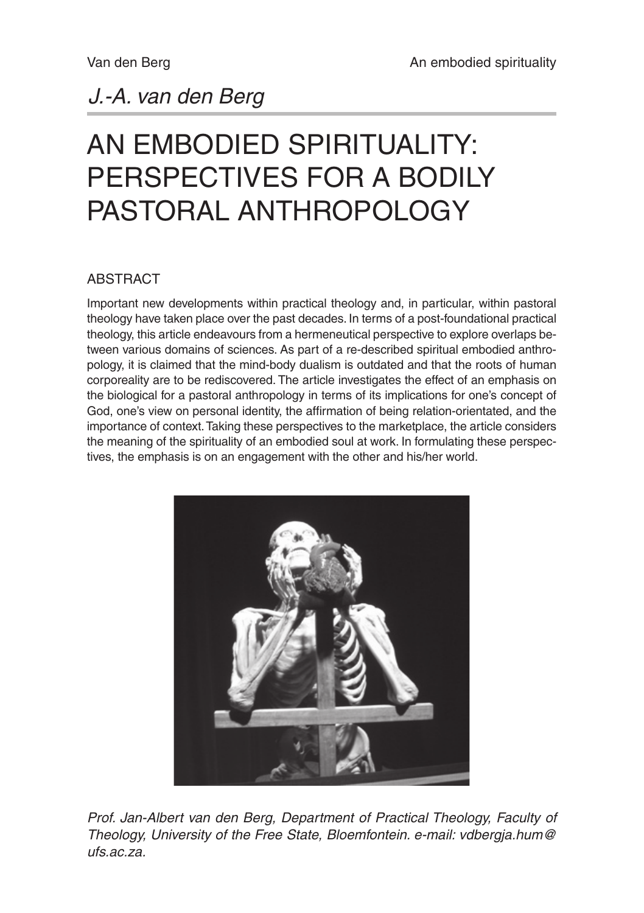*J.-A. van den Berg*

# AN EMBODIED SPIRITUALITY: PERSPECTIVES FOR A BODILY PASTORAL ANTHROPOLOGY

## ABSTRACT

Important new developments within practical theology and, in particular, within pastoral theology have taken place over the past decades. In terms of a post-foundational practical theology, this article endeavours from a hermeneutical perspective to explore overlaps between various domains of sciences. As part of a re-described spiritual embodied anthropology, it is claimed that the mind-body dualism is outdated and that the roots of human corporeality are to be rediscovered. The article investigates the effect of an emphasis on the biological for a pastoral anthropology in terms of its implications for one's concept of God, one's view on personal identity, the affirmation of being relation-orientated, and the importance of context. Taking these perspectives to the marketplace, the article considers the meaning of the spirituality of an embodied soul at work. In formulating these perspectives, the emphasis is on an engagement with the other and his/her world.

*Prof. Jan-Albert van den Berg, Department of Practical Theology, Faculty of Theology, University of the Free State, Bloemfontein. e-mail: vdbergja.hum@ufs.ac.za.*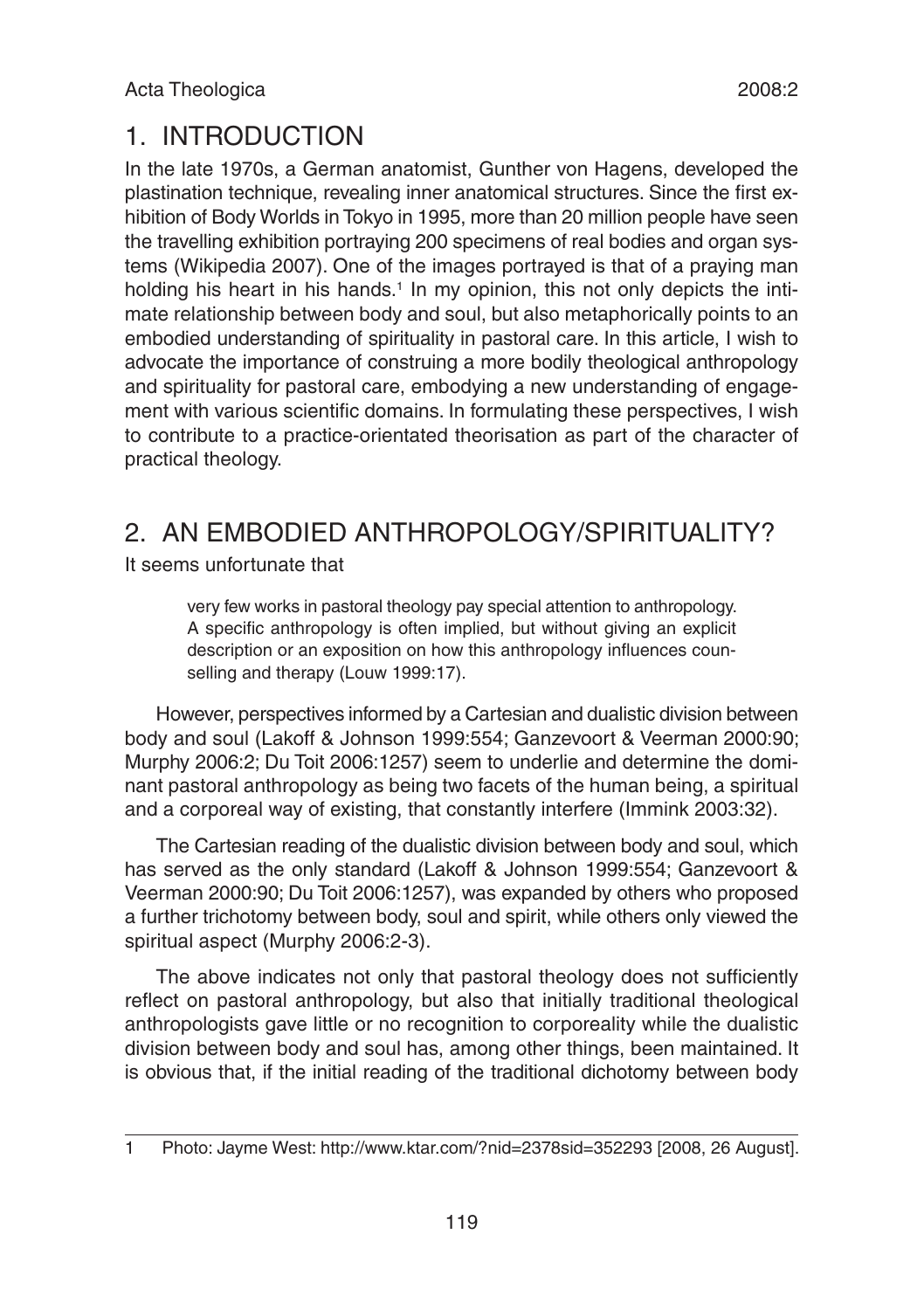## 1. INTRODUCTION

In the late 1970s, a German anatomist, Gunther von Hagens, developed the plastination technique, revealing inner anatomical structures. Since the first exhibition of Body Worlds in Tokyo in 1995, more than 20 million people have seen the travelling exhibition portraying 200 specimens of real bodies and organ systems (Wikipedia 2007). One of the images portrayed is that of a praying man holding his heart in his hands.[1] In my opinion, this not only depicts the intimate relationship between body and soul, but also metaphorically points to an embodied understanding of spirituality in pastoral care. In this article, I wish to advocate the importance of construing a more bodily theological anthropology and spirituality for pastoral care, embodying a new understanding of engagement with various scientific domains. In formulating these perspectives, I wish to contribute to a practice-orientated theorisation as part of the character of practical theology.

## 2. AN EMBODIED ANTHROPOLOGY/SPIRITUALITY?

It seems unfortunate that

> very few works in pastoral theology pay special attention to anthropology. A specific anthropology is often implied, but without giving an explicit description or an exposition on how this anthropology influences counselling and therapy (Louw 1999:17).

However, perspectives informed by a Cartesian and dualistic division between body and soul (Lakoff & Johnson 1999:554; Ganzevoort & Veerman 2000:90; Murphy 2006:2; Du Toit 2006:1257) seem to underlie and determine the dominant pastoral anthropology as being two facets of the human being, a spiritual and a corporeal way of existing, that constantly interfere (Immink 2003:32).

The Cartesian reading of the dualistic division between body and soul, which has served as the only standard (Lakoff & Johnson 1999:554; Ganzevoort & Veerman 2000:90; Du Toit 2006:1257), was expanded by others who proposed a further trichotomy between body, soul and spirit, while others only viewed the spiritual aspect (Murphy 2006:2-3).

The above indicates not only that pastoral theology does not sufficiently reflect on pastoral anthropology, but also that initially traditional theological anthropologists gave little or no recognition to corporeality while the dualistic division between body and soul has, among other things, been maintained. It is obvious that, if the initial reading of the traditional dichotomy between body

---

1 Photo: Jayme West: http://www.ktar.com/?nid=2378sid=352293 [2008, 26 August].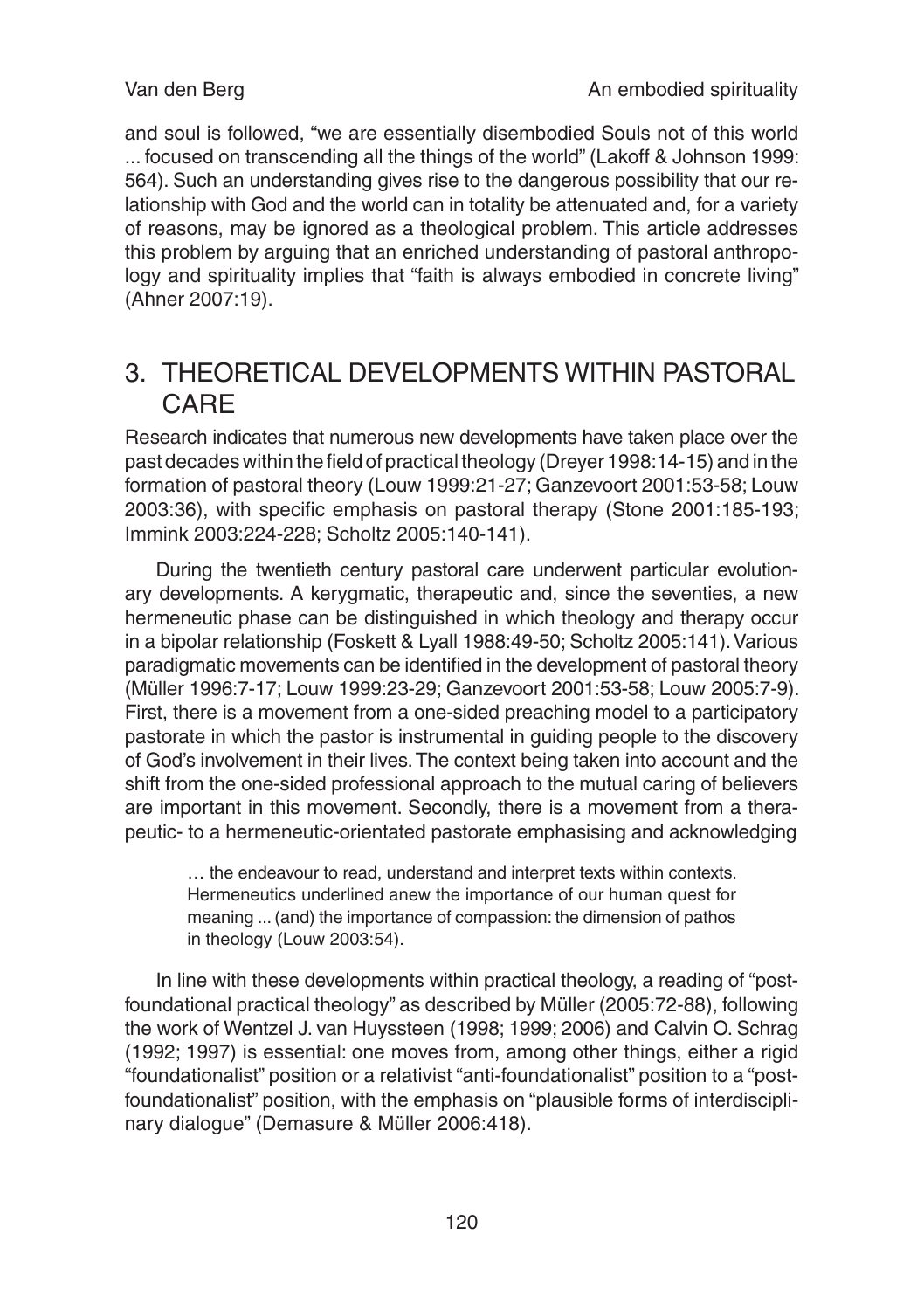and soul is followed, "we are essentially disembodied Souls not of this world ... focused on transcending all the things of the world" (Lakoff & Johnson 1999: 564). Such an understanding gives rise to the dangerous possibility that our relationship with God and the world can in totality be attenuated and, for a variety of reasons, may be ignored as a theological problem. This article addresses this problem by arguing that an enriched understanding of pastoral anthropology and spirituality implies that "faith is always embodied in concrete living" (Ahner 2007:19).

## 3. THEORETICAL DEVELOPMENTS WITHIN PASTORAL CARE

Research indicates that numerous new developments have taken place over the past decades within the field of practical theology (Dreyer 1998:14-15) and in the formation of pastoral theory (Louw 1999:21-27; Ganzevoort 2001:53-58; Louw 2003:36), with specific emphasis on pastoral therapy (Stone 2001:185-193; Immink 2003:224-228; Scholtz 2005:140-141).

During the twentieth century pastoral care underwent particular evolutionary developments. A kerygmatic, therapeutic and, since the seventies, a new hermeneutic phase can be distinguished in which theology and therapy occur in a bipolar relationship (Foskett & Lyall 1988:49-50; Scholtz 2005:141). Various paradigmatic movements can be identified in the development of pastoral theory (Müller 1996:7-17; Louw 1999:23-29; Ganzevoort 2001:53-58; Louw 2005:7-9). First, there is a movement from a one-sided preaching model to a participatory pastorate in which the pastor is instrumental in guiding people to the discovery of God's involvement in their lives. The context being taken into account and the shift from the one-sided professional approach to the mutual caring of believers are important in this movement. Secondly, there is a movement from a therapeutic- to a hermeneutic-orientated pastorate emphasising and acknowledging

> … the endeavour to read, understand and interpret texts within contexts. Hermeneutics underlined anew the importance of our human quest for meaning ... (and) the importance of compassion: the dimension of pathos in theology (Louw 2003:54).

In line with these developments within practical theology, a reading of "postfoundational practical theology" as described by Müller (2005:72-88), following the work of Wentzel J. van Huyssteen (1998; 1999; 2006) and Calvin O. Schrag (1992; 1997) is essential: one moves from, among other things, either a rigid "foundationalist" position or a relativist "anti-foundationalist" position to a "postfoundationalist" position, with the emphasis on "plausible forms of interdisciplinary dialogue" (Demasure & Müller 2006:418).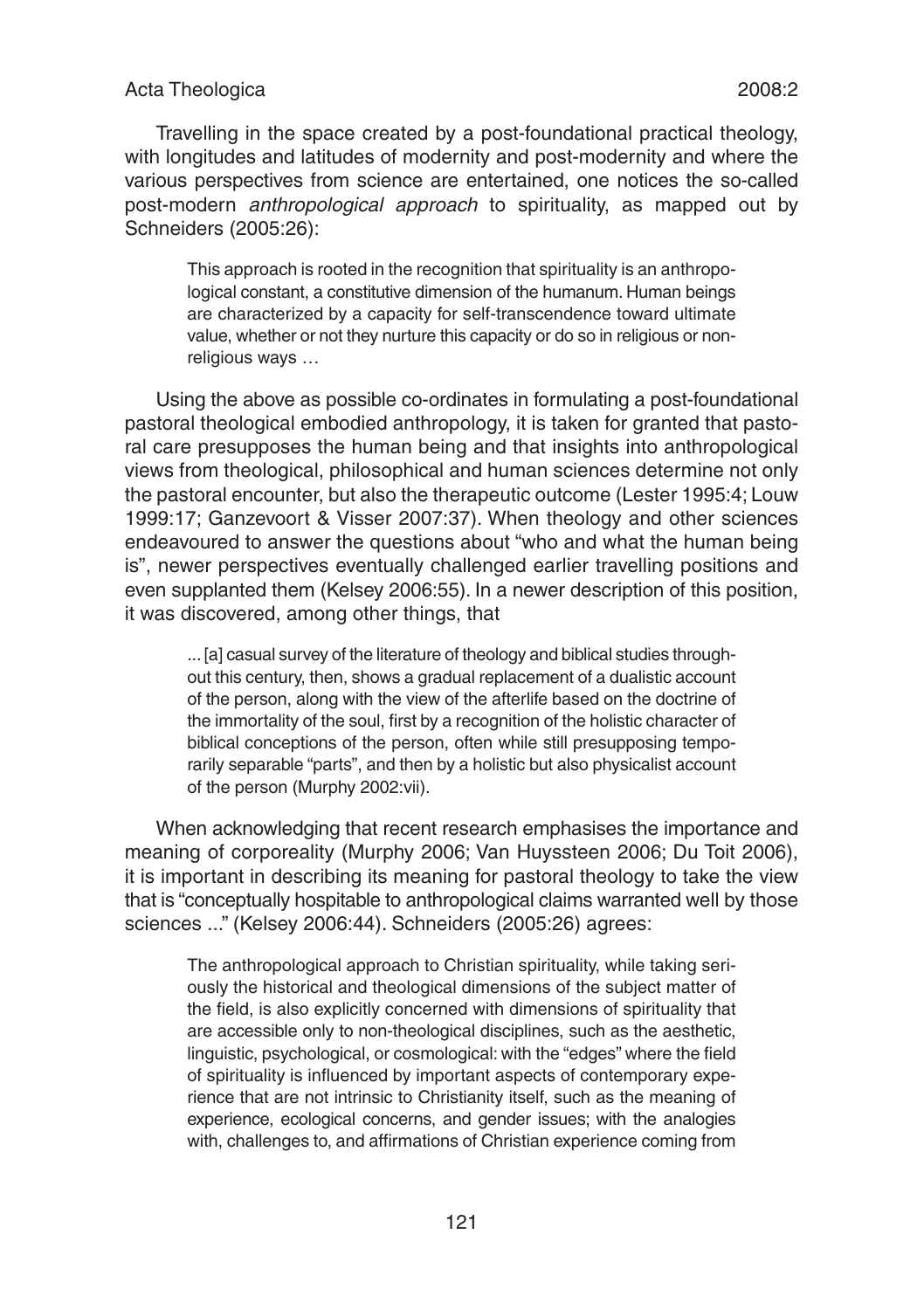Travelling in the space created by a post-foundational practical theology, with longitudes and latitudes of modernity and post-modernity and where the various perspectives from science are entertained, one notices the so-called post-modern *anthropological approach* to spirituality, as mapped out by Schneiders (2005:26):

> This approach is rooted in the recognition that spirituality is an anthropological constant, a constitutive dimension of the humanum. Human beings are characterized by a capacity for self-transcendence toward ultimate value, whether or not they nurture this capacity or do so in religious or non-religious ways …

Using the above as possible co-ordinates in formulating a post-foundational pastoral theological embodied anthropology, it is taken for granted that pastoral care presupposes the human being and that insights into anthropological views from theological, philosophical and human sciences determine not only the pastoral encounter, but also the therapeutic outcome (Lester 1995:4; Louw 1999:17; Ganzevoort & Visser 2007:37). When theology and other sciences endeavoured to answer the questions about "who and what the human being is", newer perspectives eventually challenged earlier travelling positions and even supplanted them (Kelsey 2006:55). In a newer description of this position, it was discovered, among other things, that

> ... [a] casual survey of the literature of theology and biblical studies throughout this century, then, shows a gradual replacement of a dualistic account of the person, along with the view of the afterlife based on the doctrine of the immortality of the soul, first by a recognition of the holistic character of biblical conceptions of the person, often while still presupposing temporarily separable "parts", and then by a holistic but also physicalist account of the person (Murphy 2002:vii).

When acknowledging that recent research emphasises the importance and meaning of corporeality (Murphy 2006; Van Huyssteen 2006; Du Toit 2006), it is important in describing its meaning for pastoral theology to take the view that is "conceptually hospitable to anthropological claims warranted well by those sciences ..." (Kelsey 2006:44). Schneiders (2005:26) agrees:

> The anthropological approach to Christian spirituality, while taking seriously the historical and theological dimensions of the subject matter of the field, is also explicitly concerned with dimensions of spirituality that are accessible only to non-theological disciplines, such as the aesthetic, linguistic, psychological, or cosmological: with the "edges" where the field of spirituality is influenced by important aspects of contemporary experience that are not intrinsic to Christianity itself, such as the meaning of experience, ecological concerns, and gender issues; with the analogies with, challenges to, and affirmations of Christian experience coming from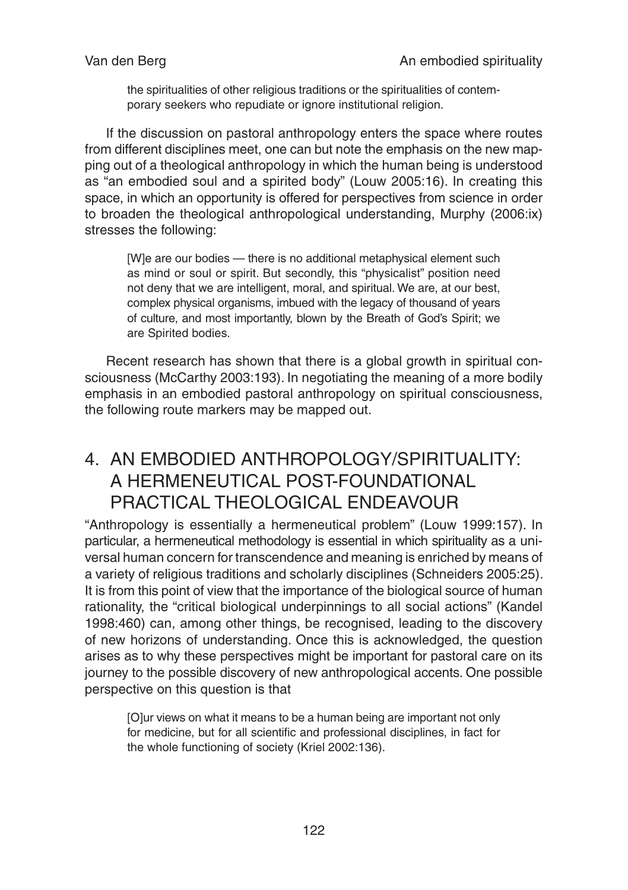> the spiritualities of other religious traditions or the spiritualities of contemporary seekers who repudiate or ignore institutional religion.

If the discussion on pastoral anthropology enters the space where routes from different disciplines meet, one can but note the emphasis on the new mapping out of a theological anthropology in which the human being is understood as "an embodied soul and a spirited body" (Louw 2005:16). In creating this space, in which an opportunity is offered for perspectives from science in order to broaden the theological anthropological understanding, Murphy (2006:ix) stresses the following:

> [W]e are our bodies — there is no additional metaphysical element such as mind or soul or spirit. But secondly, this "physicalist" position need not deny that we are intelligent, moral, and spiritual. We are, at our best, complex physical organisms, imbued with the legacy of thousand of years of culture, and most importantly, blown by the Breath of God's Spirit; we are Spirited bodies.

Recent research has shown that there is a global growth in spiritual consciousness (McCarthy 2003:193). In negotiating the meaning of a more bodily emphasis in an embodied pastoral anthropology on spiritual consciousness, the following route markers may be mapped out.

## 4. AN EMBODIED ANTHROPOLOGY/SPIRITUALITY: A HERMENEUTICAL POST-FOUNDATIONAL PRACTICAL THEOLOGICAL ENDEAVOUR

"Anthropology is essentially a hermeneutical problem" (Louw 1999:157). In particular, a hermeneutical methodology is essential in which spirituality as a universal human concern for transcendence and meaning is enriched by means of a variety of religious traditions and scholarly disciplines (Schneiders 2005:25). It is from this point of view that the importance of the biological source of human rationality, the "critical biological underpinnings to all social actions" (Kandel 1998:460) can, among other things, be recognised, leading to the discovery of new horizons of understanding. Once this is acknowledged, the question arises as to why these perspectives might be important for pastoral care on its journey to the possible discovery of new anthropological accents. One possible perspective on this question is that

> [O]ur views on what it means to be a human being are important not only for medicine, but for all scientific and professional disciplines, in fact for the whole functioning of society (Kriel 2002:136).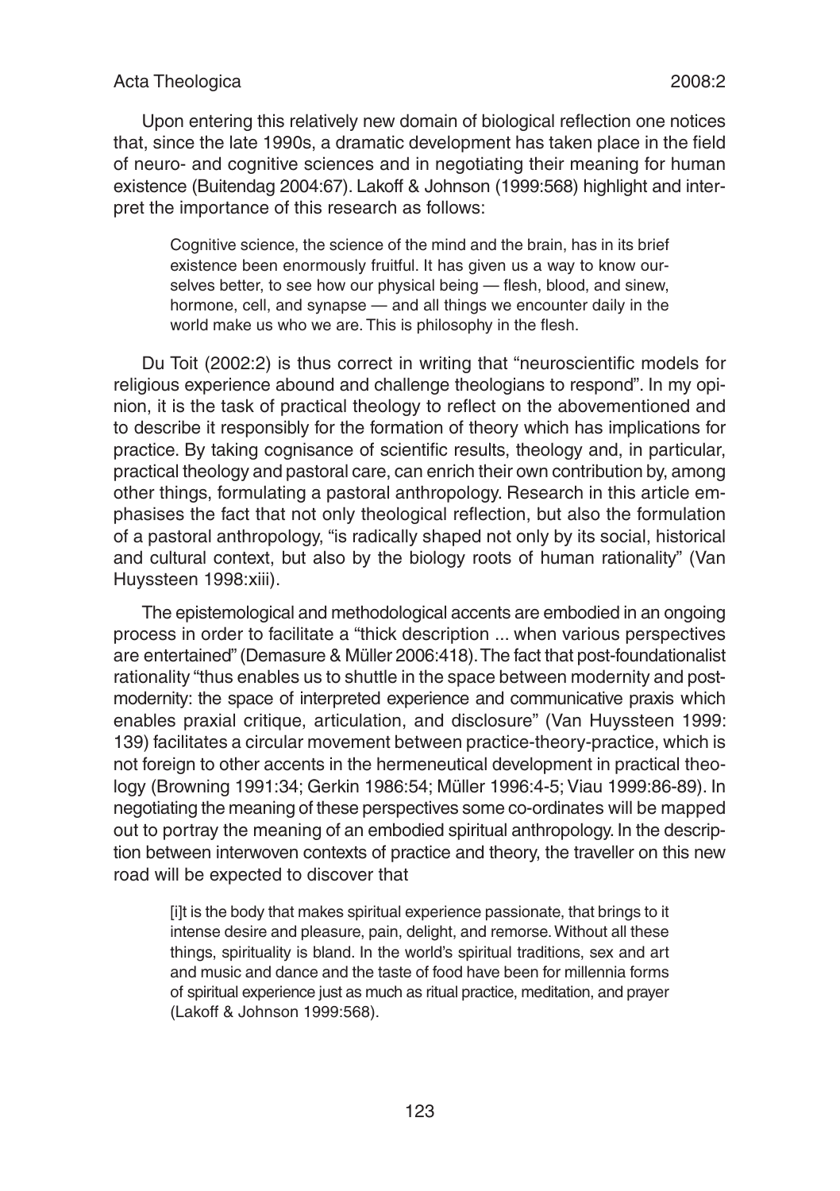Upon entering this relatively new domain of biological reflection one notices that, since the late 1990s, a dramatic development has taken place in the field of neuro- and cognitive sciences and in negotiating their meaning for human existence (Buitendag 2004:67). Lakoff & Johnson (1999:568) highlight and interpret the importance of this research as follows:

> Cognitive science, the science of the mind and the brain, has in its brief existence been enormously fruitful. It has given us a way to know ourselves better, to see how our physical being — flesh, blood, and sinew, hormone, cell, and synapse — and all things we encounter daily in the world make us who we are. This is philosophy in the flesh.

Du Toit (2002:2) is thus correct in writing that "neuroscientific models for religious experience abound and challenge theologians to respond". In my opinion, it is the task of practical theology to reflect on the abovementioned and to describe it responsibly for the formation of theory which has implications for practice. By taking cognisance of scientific results, theology and, in particular, practical theology and pastoral care, can enrich their own contribution by, among other things, formulating a pastoral anthropology. Research in this article emphasises the fact that not only theological reflection, but also the formulation of a pastoral anthropology, "is radically shaped not only by its social, historical and cultural context, but also by the biology roots of human rationality" (Van Huyssteen 1998:xiii).

The epistemological and methodological accents are embodied in an ongoing process in order to facilitate a "thick description ... when various perspectives are entertained" (Demasure & Müller 2006:418). The fact that post-foundationalist rationality "thus enables us to shuttle in the space between modernity and postmodernity: the space of interpreted experience and communicative praxis which enables praxial critique, articulation, and disclosure" (Van Huyssteen 1999: 139) facilitates a circular movement between practice-theory-practice, which is not foreign to other accents in the hermeneutical development in practical theology (Browning 1991:34; Gerkin 1986:54; Müller 1996:4-5; Viau 1999:86-89). In negotiating the meaning of these perspectives some co-ordinates will be mapped out to portray the meaning of an embodied spiritual anthropology. In the description between interwoven contexts of practice and theory, the traveller on this new road will be expected to discover that

> [i]t is the body that makes spiritual experience passionate, that brings to it intense desire and pleasure, pain, delight, and remorse. Without all these things, spirituality is bland. In the world's spiritual traditions, sex and art and music and dance and the taste of food have been for millennia forms of spiritual experience just as much as ritual practice, meditation, and prayer (Lakoff & Johnson 1999:568).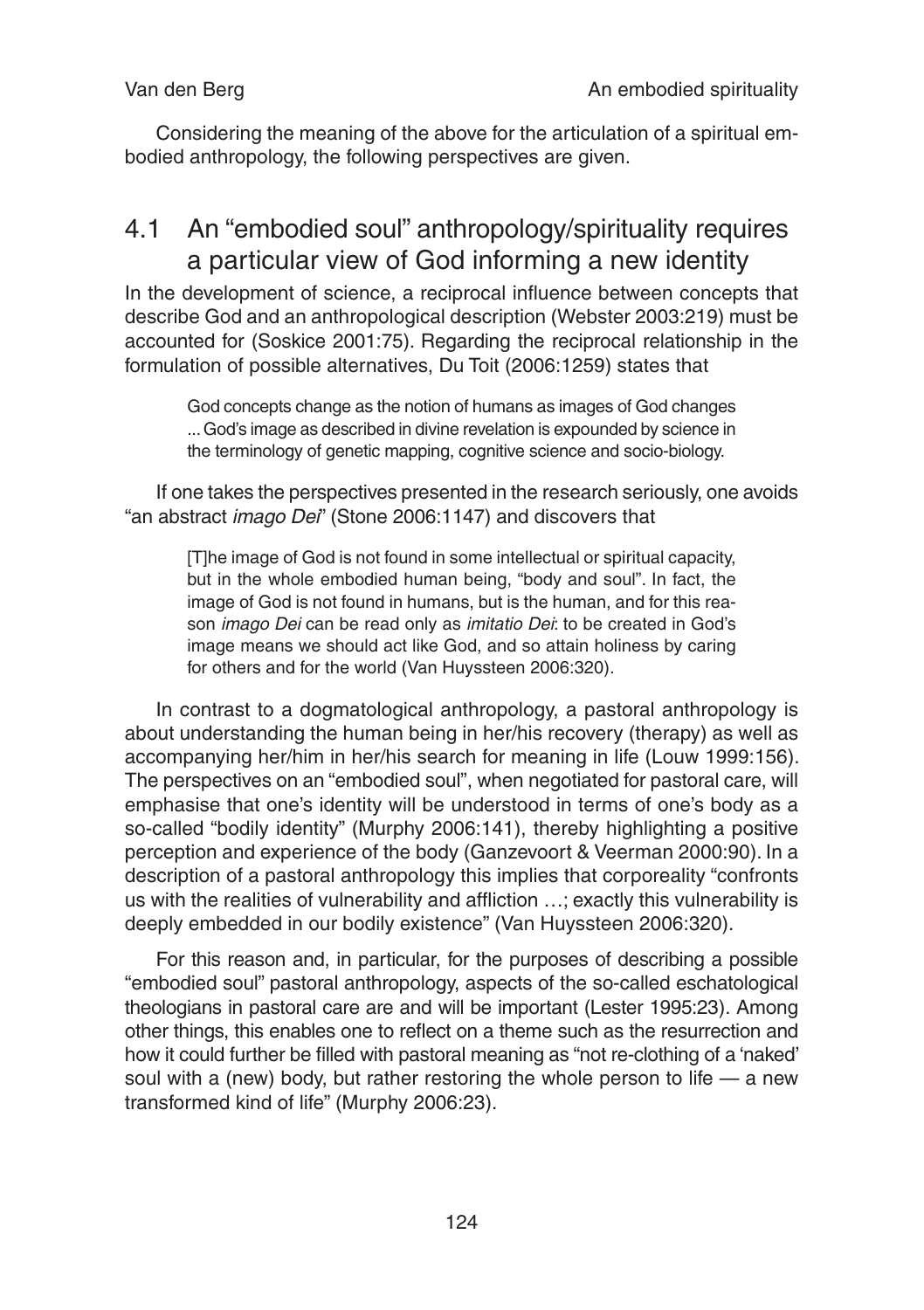Considering the meaning of the above for the articulation of a spiritual embodied anthropology, the following perspectives are given.

## 4.1 An "embodied soul" anthropology/spirituality requires a particular view of God informing a new identity

In the development of science, a reciprocal influence between concepts that describe God and an anthropological description (Webster 2003:219) must be accounted for (Soskice 2001:75). Regarding the reciprocal relationship in the formulation of possible alternatives, Du Toit (2006:1259) states that

> God concepts change as the notion of humans as images of God changes ... God's image as described in divine revelation is expounded by science in the terminology of genetic mapping, cognitive science and socio-biology.

If one takes the perspectives presented in the research seriously, one avoids "an abstract *imago Dei*" (Stone 2006:1147) and discovers that

> [T]he image of God is not found in some intellectual or spiritual capacity, but in the whole embodied human being, "body and soul". In fact, the image of God is not found in humans, but is the human, and for this reason *imago Dei* can be read only as *imitatio Dei*: to be created in God's image means we should act like God, and so attain holiness by caring for others and for the world (Van Huyssteen 2006:320).

In contrast to a dogmatological anthropology, a pastoral anthropology is about understanding the human being in her/his recovery (therapy) as well as accompanying her/him in her/his search for meaning in life (Louw 1999:156). The perspectives on an "embodied soul", when negotiated for pastoral care, will emphasise that one's identity will be understood in terms of one's body as a so-called "bodily identity" (Murphy 2006:141), thereby highlighting a positive perception and experience of the body (Ganzevoort & Veerman 2000:90). In a description of a pastoral anthropology this implies that corporeality "confronts us with the realities of vulnerability and affliction …; exactly this vulnerability is deeply embedded in our bodily existence" (Van Huyssteen 2006:320).

For this reason and, in particular, for the purposes of describing a possible "embodied soul" pastoral anthropology, aspects of the so-called eschatological theologians in pastoral care are and will be important (Lester 1995:23). Among other things, this enables one to reflect on a theme such as the resurrection and how it could further be filled with pastoral meaning as "not re-clothing of a 'naked' soul with a (new) body, but rather restoring the whole person to life — a new transformed kind of life" (Murphy 2006:23).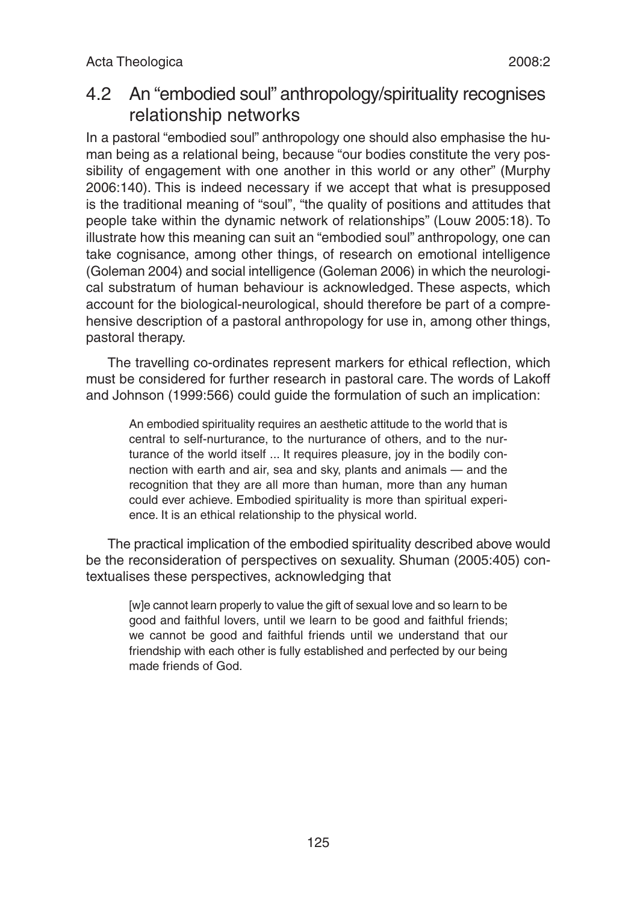## 4.2 An "embodied soul" anthropology/spirituality recognises relationship networks

In a pastoral "embodied soul" anthropology one should also emphasise the human being as a relational being, because "our bodies constitute the very possibility of engagement with one another in this world or any other" (Murphy 2006:140). This is indeed necessary if we accept that what is presupposed is the traditional meaning of "soul", "the quality of positions and attitudes that people take within the dynamic network of relationships" (Louw 2005:18). To illustrate how this meaning can suit an "embodied soul" anthropology, one can take cognisance, among other things, of research on emotional intelligence (Goleman 2004) and social intelligence (Goleman 2006) in which the neurological substratum of human behaviour is acknowledged. These aspects, which account for the biological-neurological, should therefore be part of a comprehensive description of a pastoral anthropology for use in, among other things, pastoral therapy.

The travelling co-ordinates represent markers for ethical reflection, which must be considered for further research in pastoral care. The words of Lakoff and Johnson (1999:566) could guide the formulation of such an implication:

> An embodied spirituality requires an aesthetic attitude to the world that is central to self-nurturance, to the nurturance of others, and to the nurturance of the world itself ... It requires pleasure, joy in the bodily connection with earth and air, sea and sky, plants and animals — and the recognition that they are all more than human, more than any human could ever achieve. Embodied spirituality is more than spiritual experience. It is an ethical relationship to the physical world.

The practical implication of the embodied spirituality described above would be the reconsideration of perspectives on sexuality. Shuman (2005:405) contextualises these perspectives, acknowledging that

> [w]e cannot learn properly to value the gift of sexual love and so learn to be good and faithful lovers, until we learn to be good and faithful friends; we cannot be good and faithful friends until we understand that our friendship with each other is fully established and perfected by our being made friends of God.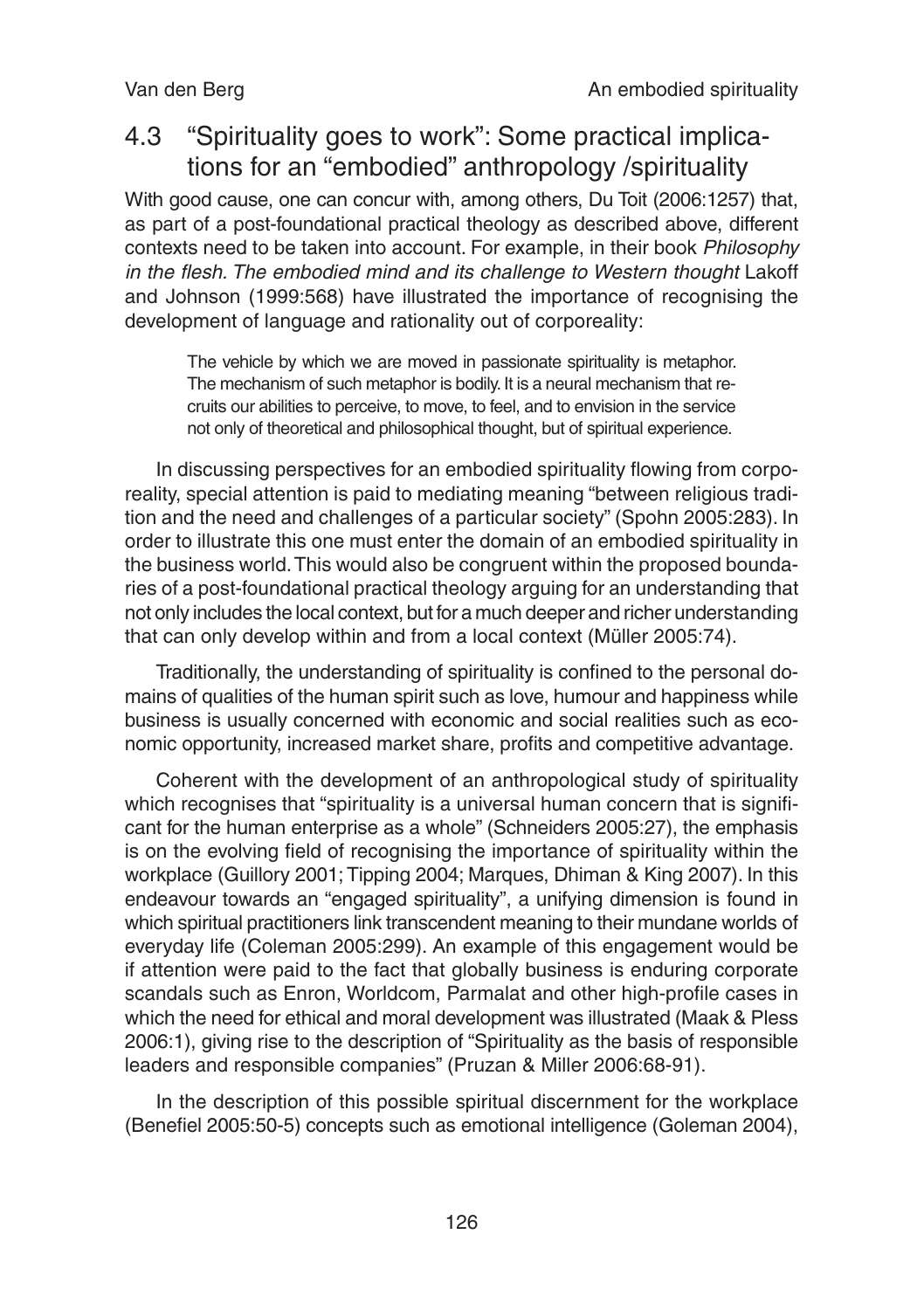## 4.3 "Spirituality goes to work": Some practical implications for an "embodied" anthropology /spirituality

With good cause, one can concur with, among others, Du Toit (2006:1257) that, as part of a post-foundational practical theology as described above, different contexts need to be taken into account. For example, in their book *Philosophy in the flesh. The embodied mind and its challenge to Western thought* Lakoff and Johnson (1999:568) have illustrated the importance of recognising the development of language and rationality out of corporeality:

> The vehicle by which we are moved in passionate spirituality is metaphor. The mechanism of such metaphor is bodily. It is a neural mechanism that recruits our abilities to perceive, to move, to feel, and to envision in the service not only of theoretical and philosophical thought, but of spiritual experience.

In discussing perspectives for an embodied spirituality flowing from corporeality, special attention is paid to mediating meaning "between religious tradition and the need and challenges of a particular society" (Spohn 2005:283). In order to illustrate this one must enter the domain of an embodied spirituality in the business world. This would also be congruent within the proposed boundaries of a post-foundational practical theology arguing for an understanding that not only includes the local context, but for a much deeper and richer understanding that can only develop within and from a local context (Müller 2005:74).

Traditionally, the understanding of spirituality is confined to the personal domains of qualities of the human spirit such as love, humour and happiness while business is usually concerned with economic and social realities such as economic opportunity, increased market share, profits and competitive advantage.

Coherent with the development of an anthropological study of spirituality which recognises that "spirituality is a universal human concern that is significant for the human enterprise as a whole" (Schneiders 2005:27), the emphasis is on the evolving field of recognising the importance of spirituality within the workplace (Guillory 2001; Tipping 2004; Marques, Dhiman & King 2007). In this endeavour towards an "engaged spirituality", a unifying dimension is found in which spiritual practitioners link transcendent meaning to their mundane worlds of everyday life (Coleman 2005:299). An example of this engagement would be if attention were paid to the fact that globally business is enduring corporate scandals such as Enron, Worldcom, Parmalat and other high-profile cases in which the need for ethical and moral development was illustrated (Maak & Pless 2006:1), giving rise to the description of "Spirituality as the basis of responsible leaders and responsible companies" (Pruzan & Miller 2006:68-91).

In the description of this possible spiritual discernment for the workplace (Benefiel 2005:50-5) concepts such as emotional intelligence (Goleman 2004),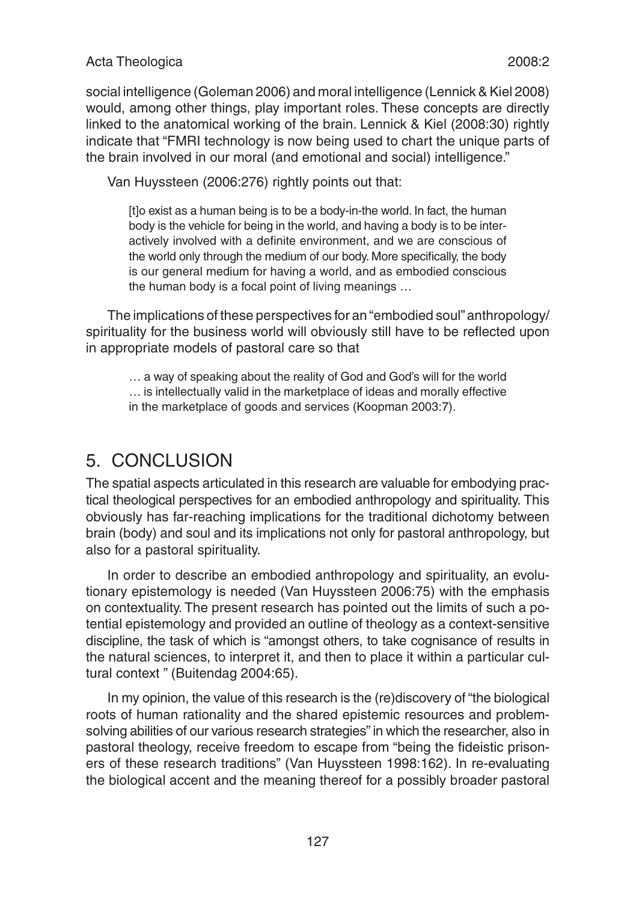social intelligence (Goleman 2006) and moral intelligence (Lennick & Kiel 2008) would, among other things, play important roles. These concepts are directly linked to the anatomical working of the brain. Lennick & Kiel (2008:30) rightly indicate that "FMRI technology is now being used to chart the unique parts of the brain involved in our moral (and emotional and social) intelligence."

Van Huyssteen (2006:276) rightly points out that:

> [t]o exist as a human being is to be a body-in-the world. In fact, the human body is the vehicle for being in the world, and having a body is to be interactively involved with a definite environment, and we are conscious of the world only through the medium of our body. More specifically, the body is our general medium for having a world, and as embodied conscious the human body is a focal point of living meanings …

The implications of these perspectives for an "embodied soul" anthropology/spirituality for the business world will obviously still have to be reflected upon in appropriate models of pastoral care so that

> … a way of speaking about the reality of God and God's will for the world … is intellectually valid in the marketplace of ideas and morally effective in the marketplace of goods and services (Koopman 2003:7).

## 5. CONCLUSION

The spatial aspects articulated in this research are valuable for embodying practical theological perspectives for an embodied anthropology and spirituality. This obviously has far-reaching implications for the traditional dichotomy between brain (body) and soul and its implications not only for pastoral anthropology, but also for a pastoral spirituality.

In order to describe an embodied anthropology and spirituality, an evolutionary epistemology is needed (Van Huyssteen 2006:75) with the emphasis on contextuality. The present research has pointed out the limits of such a potential epistemology and provided an outline of theology as a context-sensitive discipline, the task of which is "amongst others, to take cognisance of results in the natural sciences, to interpret it, and then to place it within a particular cultural context " (Buitendag 2004:65).

In my opinion, the value of this research is the (re)discovery of "the biological roots of human rationality and the shared epistemic resources and problem-solving abilities of our various research strategies" in which the researcher, also in pastoral theology, receive freedom to escape from "being the fideistic prisoners of these research traditions" (Van Huyssteen 1998:162). In re-evaluating the biological accent and the meaning thereof for a possibly broader pastoral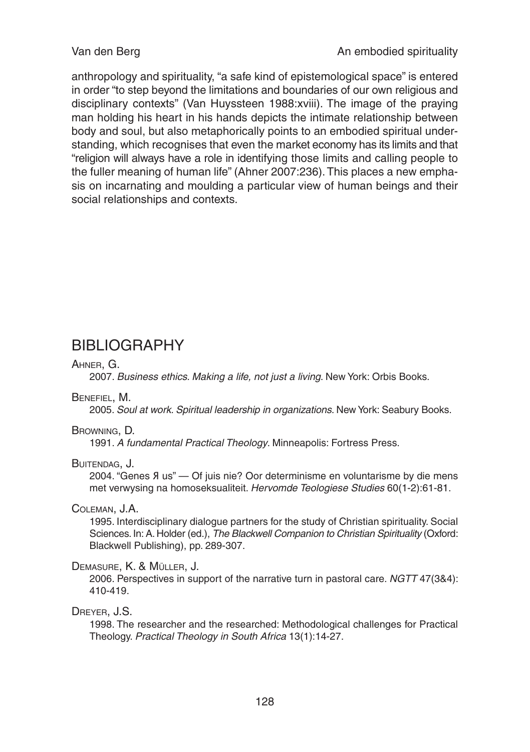anthropology and spirituality, "a safe kind of epistemological space" is entered in order "to step beyond the limitations and boundaries of our own religious and disciplinary contexts" (Van Huyssteen 1988:xviii). The image of the praying man holding his heart in his hands depicts the intimate relationship between body and soul, but also metaphorically points to an embodied spiritual understanding, which recognises that even the market economy has its limits and that "religion will always have a role in identifying those limits and calling people to the fuller meaning of human life" (Ahner 2007:236). This places a new emphasis on incarnating and moulding a particular view of human beings and their social relationships and contexts.

## BIBLIOGRAPHY

Ahner, G.
2007. *Business ethics. Making a life, not just a living*. New York: Orbis Books.

Benefiel, M.
2005. *Soul at work. Spiritual leadership in organizations*. New York: Seabury Books.

Browning, D.
1991. *A fundamental Practical Theology*. Minneapolis: Fortress Press.

Buitendag, J.
2004. "Genes Я us" — Of juis nie? Oor determinisme en voluntarisme by die mens met verwysing na homoseksualiteit. *Hervomde Teologiese Studies* 60(1-2):61-81.

Coleman, J.A.
1995. Interdisciplinary dialogue partners for the study of Christian spirituality. Social Sciences. In: A. Holder (ed.), *The Blackwell Companion to Christian Spirituality* (Oxford: Blackwell Publishing), pp. 289-307.

Demasure, K. & Müller, J.
2006. Perspectives in support of the narrative turn in pastoral care. *NGTT* 47(3&4): 410-419.

Dreyer, J.S.
1998. The researcher and the researched: Methodological challenges for Practical Theology. *Practical Theology in South Africa* 13(1):14-27.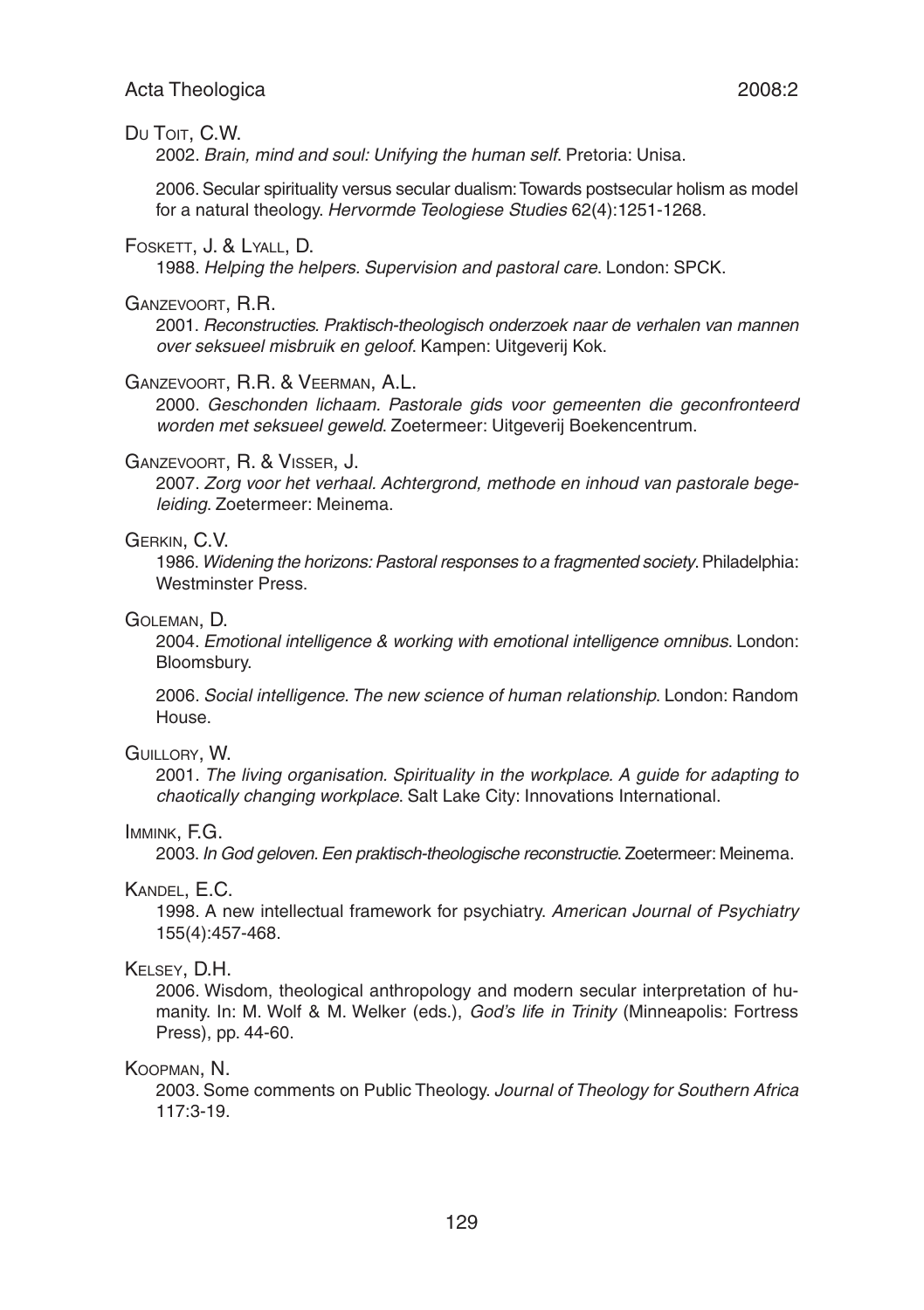Du Toit, C.W.

2002. *Brain, mind and soul: Unifying the human self*. Pretoria: Unisa.

2006. Secular spirituality versus secular dualism: Towards postsecular holism as model for a natural theology. *Hervormde Teologiese Studies* 62(4):1251-1268.

Foskett, J. & Lyall, D.

1988. *Helping the helpers. Supervision and pastoral care*. London: SPCK.

Ganzevoort, R.R.

2001. *Reconstructies. Praktisch-theologisch onderzoek naar de verhalen van mannen over seksueel misbruik en geloof*. Kampen: Uitgeverij Kok.

Ganzevoort, R.R. & Veerman, A.L.

2000. *Geschonden lichaam. Pastorale gids voor gemeenten die geconfronteerd worden met seksueel geweld*. Zoetermeer: Uitgeverij Boekencentrum.

Ganzevoort, R. & Visser, J.

2007. *Zorg voor het verhaal. Achtergrond, methode en inhoud van pastorale begeleiding*. Zoetermeer: Meinema.

Gerkin, C.V.

1986. *Widening the horizons: Pastoral responses to a fragmented society*. Philadelphia: Westminster Press.

Goleman, D.

2004. *Emotional intelligence & working with emotional intelligence omnibus*. London: Bloomsbury.

2006. *Social intelligence. The new science of human relationship*. London: Random House.

Guillory, W.

2001. *The living organisation. Spirituality in the workplace. A guide for adapting to chaotically changing workplace*. Salt Lake City: Innovations International.

Immink, F.G.

2003. *In God geloven. Een praktisch-theologische reconstructie*. Zoetermeer: Meinema.

Kandel, E.C.

1998. A new intellectual framework for psychiatry. *American Journal of Psychiatry* 155(4):457-468.

Kelsey, D.H.

2006. Wisdom, theological anthropology and modern secular interpretation of humanity. In: M. Wolf & M. Welker (eds.), *God's life in Trinity* (Minneapolis: Fortress Press), pp. 44-60.

Koopman, N.

2003. Some comments on Public Theology. *Journal of Theology for Southern Africa* 117:3-19.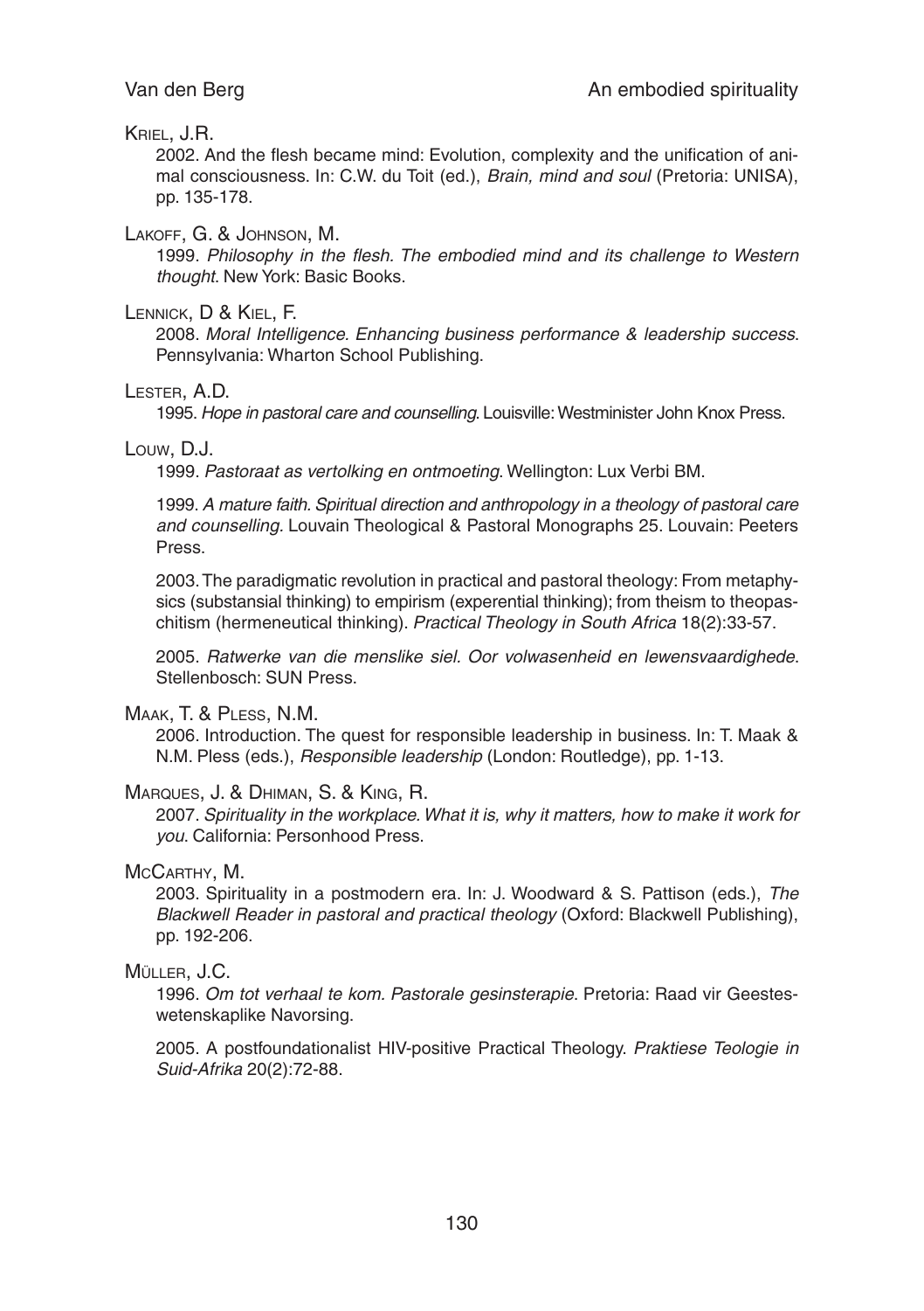Kriel, J.R.

2002. And the flesh became mind: Evolution, complexity and the unification of animal consciousness. In: C.W. du Toit (ed.), *Brain, mind and soul* (Pretoria: UNISA), pp. 135-178.

Lakoff, G. & Johnson, M.

1999. *Philosophy in the flesh. The embodied mind and its challenge to Western thought*. New York: Basic Books.

Lennick, D & Kiel, F.

2008. *Moral Intelligence. Enhancing business performance & leadership success*. Pennsylvania: Wharton School Publishing.

Lester, A.D.

1995. *Hope in pastoral care and counselling*. Louisville: Westminister John Knox Press.

Louw, D.J.

1999. *Pastoraat as vertolking en ontmoeting*. Wellington: Lux Verbi BM.

1999. *A mature faith. Spiritual direction and anthropology in a theology of pastoral care and counselling.* Louvain Theological & Pastoral Monographs 25. Louvain: Peeters Press.

2003. The paradigmatic revolution in practical and pastoral theology: From metaphysics (substansial thinking) to empirism (experential thinking); from theism to theopaschitism (hermeneutical thinking). *Practical Theology in South Africa* 18(2):33-57.

2005. *Ratwerke van die menslike siel. Oor volwasenheid en lewensvaardighede*. Stellenbosch: SUN Press.

Maak, T. & Pless, N.M.

2006. Introduction. The quest for responsible leadership in business. In: T. Maak & N.M. Pless (eds.), *Responsible leadership* (London: Routledge), pp. 1-13.

Marques, J. & Dhiman, S. & King, R.

2007. *Spirituality in the workplace. What it is, why it matters, how to make it work for you*. California: Personhood Press.

McCarthy, M.

2003. Spirituality in a postmodern era. In: J. Woodward & S. Pattison (eds.), *The Blackwell Reader in pastoral and practical theology* (Oxford: Blackwell Publishing), pp. 192-206.

Müller, J.C.

1996. *Om tot verhaal te kom. Pastorale gesinsterapie*. Pretoria: Raad vir Geesteswetenskaplike Navorsing.

2005. A postfoundationalist HIV-positive Practical Theology. *Praktiese Teologie in Suid-Afrika* 20(2):72-88.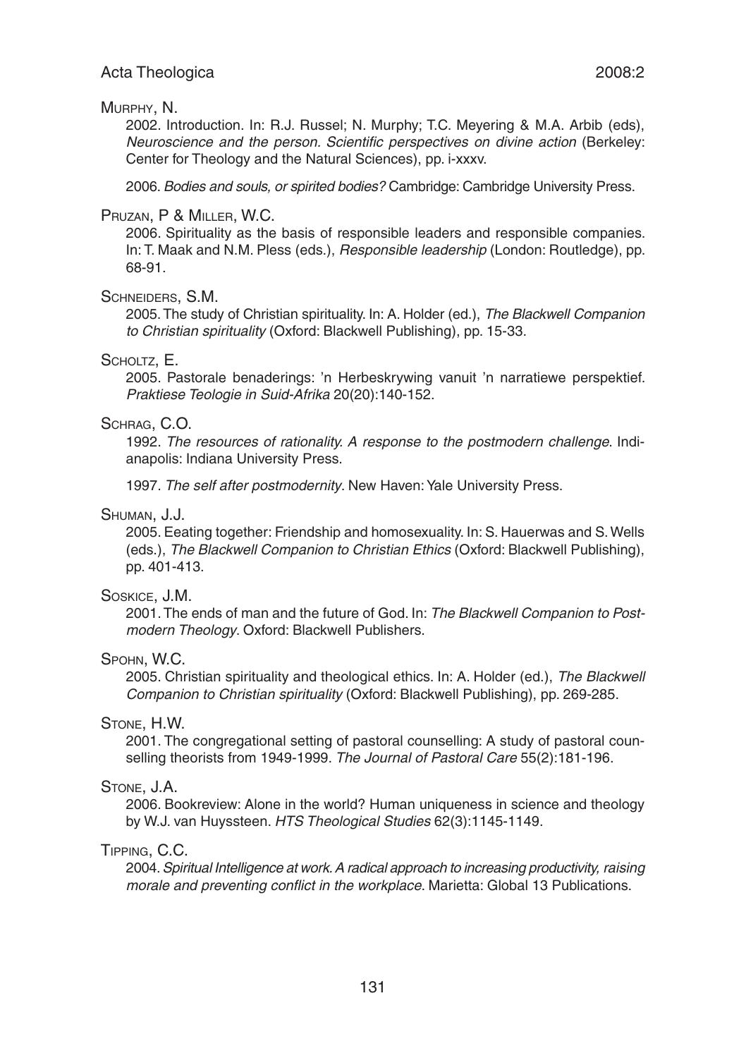MURPHY, N.

2002. Introduction. In: R.J. Russel; N. Murphy; T.C. Meyering & M.A. Arbib (eds), *Neuroscience and the person. Scientific perspectives on divine action* (Berkeley: Center for Theology and the Natural Sciences), pp. i-xxxv.

2006. *Bodies and souls, or spirited bodies?* Cambridge: Cambridge University Press.

PRUZAN, P & MILLER, W.C.

2006. Spirituality as the basis of responsible leaders and responsible companies. In: T. Maak and N.M. Pless (eds.), *Responsible leadership* (London: Routledge), pp. 68-91.

SCHNEIDERS, S.M.

2005. The study of Christian spirituality. In: A. Holder (ed.), *The Blackwell Companion to Christian spirituality* (Oxford: Blackwell Publishing), pp. 15-33.

SCHOLTZ, E.

2005. Pastorale benaderings: 'n Herbeskrywing vanuit 'n narratiewe perspektief. *Praktiese Teologie in Suid-Afrika* 20(20):140-152.

SCHRAG, C.O.

1992. *The resources of rationality. A response to the postmodern challenge*. Indianapolis: Indiana University Press.

1997. *The self after postmodernity*. New Haven: Yale University Press.

SHUMAN, J.J.

2005. Eeating together: Friendship and homosexuality. In: S. Hauerwas and S. Wells (eds.), *The Blackwell Companion to Christian Ethics* (Oxford: Blackwell Publishing), pp. 401-413.

SOSKICE, J.M.

2001. The ends of man and the future of God. In: *The Blackwell Companion to Postmodern Theology*. Oxford: Blackwell Publishers.

SPOHN, W.C.

2005. Christian spirituality and theological ethics. In: A. Holder (ed.), *The Blackwell Companion to Christian spirituality* (Oxford: Blackwell Publishing), pp. 269-285.

STONE, H.W.

2001. The congregational setting of pastoral counselling: A study of pastoral counselling theorists from 1949-1999. *The Journal of Pastoral Care* 55(2):181-196.

STONE, J.A.

2006. Bookreview: Alone in the world? Human uniqueness in science and theology by W.J. van Huyssteen. *HTS Theological Studies* 62(3):1145-1149.

TIPPING, C.C.

2004. *Spiritual Intelligence at work. A radical approach to increasing productivity, raising morale and preventing conflict in the workplace*. Marietta: Global 13 Publications.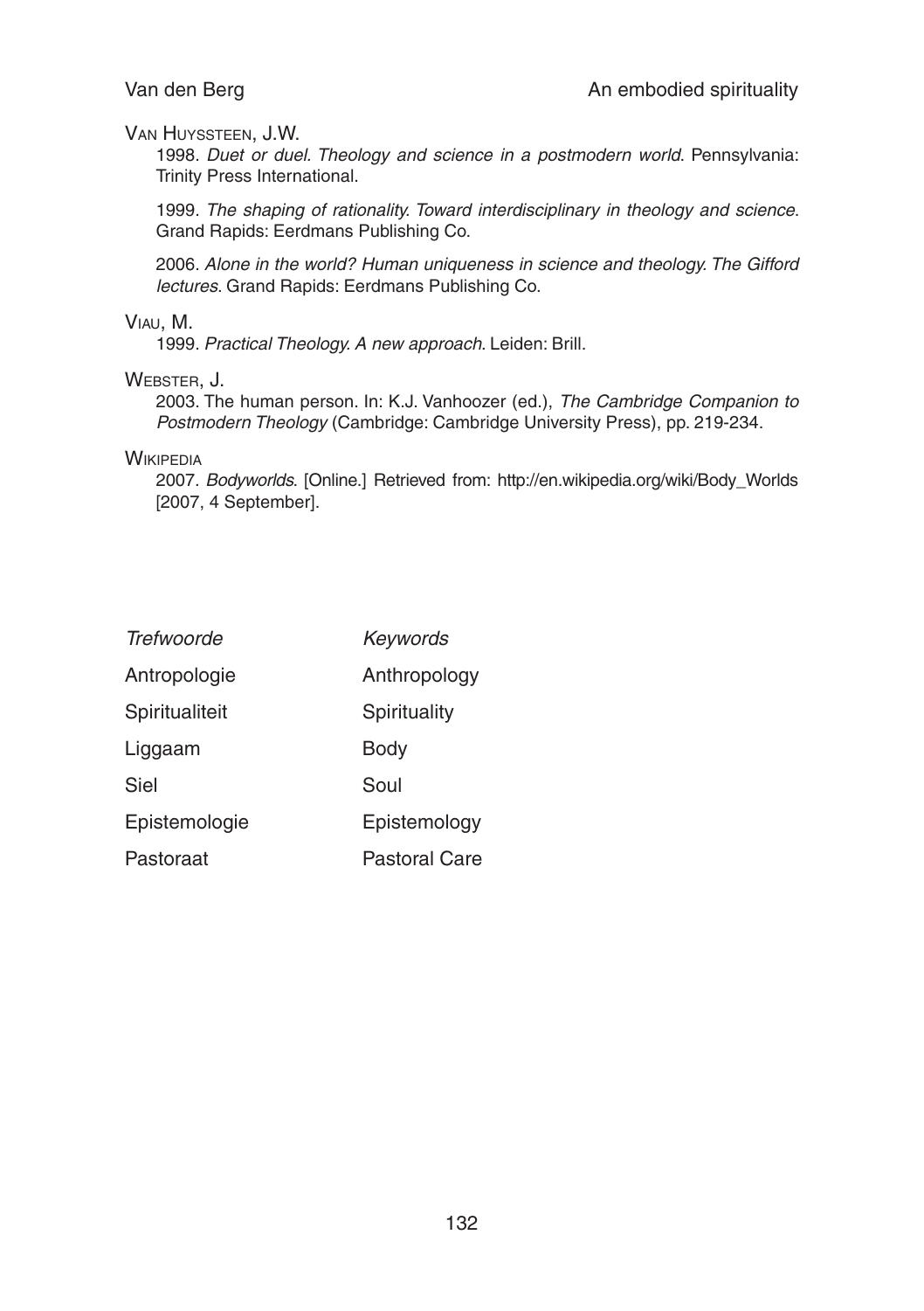Van Huyssteen, J.W.

1998. *Duet or duel. Theology and science in a postmodern world*. Pennsylvania: Trinity Press International.

1999. *The shaping of rationality. Toward interdisciplinary in theology and science*. Grand Rapids: Eerdmans Publishing Co.

2006. *Alone in the world? Human uniqueness in science and theology. The Gifford lectures*. Grand Rapids: Eerdmans Publishing Co.

Viau, M.

1999. *Practical Theology. A new approach*. Leiden: Brill.

Webster, J.

2003. The human person. In: K.J. Vanhoozer (ed.), *The Cambridge Companion to Postmodern Theology* (Cambridge: Cambridge University Press), pp. 219-234.

Wikipedia

2007. *Bodyworlds*. [Online.] Retrieved from: http://en.wikipedia.org/wiki/Body_Worlds [2007, 4 September].

| *Trefwoorde* | *Keywords* |
| --- | --- |
| Antropologie | Anthropology |
| Spiritualiteit | Spirituality |
| Liggaam | Body |
| Siel | Soul |
| Epistemologie | Epistemology |
| Pastoraat | Pastoral Care |